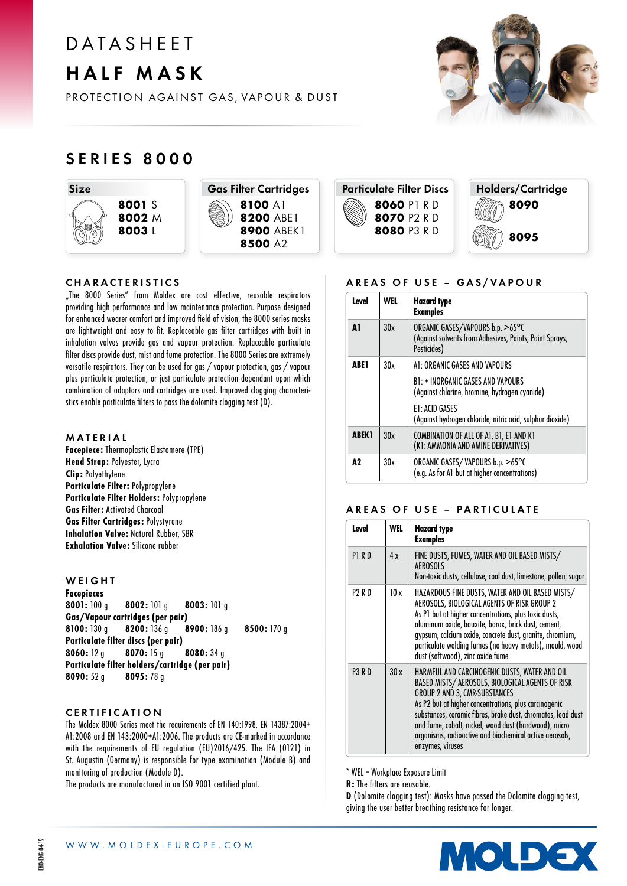# DATASHEET

# HALF MASK

PROTECTION AGAINST GAS, VAPOUR & DUST

## SERIES 8000

**Size**
**8001** S
**8002** M
**8003** L

**Gas Filter Cartridges**
**8100** A1
**8200** ABE1
**8900** ABEK1
**8500** A2

**Particulate Filter Discs**
**8060** P1 R D
**8070** P2 R D
**8080** P3 R D

**Holders/Cartridge**
**8090**
**8095**

### CHARACTERISTICS

„The 8000 Series" from Moldex are cost effective, reusable respirators providing high performance and low maintenance protection. Purpose designed for enhanced wearer comfort and improved field of vision, the 8000 series masks are lightweight and easy to fit. Replaceable gas filter cartridges with built in inhalation valves provide gas and vapour protection. Replaceable particulate filter discs provide dust, mist and fume protection. The 8000 Series are extremely versatile respirators. They can be used for gas / vapour protection, gas / vapour plus particulate protection, or just particulate protection dependant upon which combination of adaptors and cartridges are used. Improved clogging characteristics enable particulate filters to pass the dolomite clogging test (D).

### MATERIAL

**Facepiece:** Thermoplastic Elastomere (TPE)
**Head Strap:** Polyester, Lycra
**Clip:** Polyethylene
**Particulate Filter:** Polypropylene
**Particulate Filter Holders:** Polypropylene
**Gas Filter:** Activated Charcoal
**Gas Filter Cartridges:** Polystyrene
**Inhalation Valve:** Natural Rubber, SBR
**Exhalation Valve:** Silicone rubber

### WEIGHT

**Facepieces**
**8001:** 100 g **8002:** 101 g **8003:** 101 g
**Gas/Vapour cartridges (per pair)**
**8100:** 130 g **8200:** 136 g **8900:** 186 g **8500:** 170 g
**Particulate filter discs (per pair)**
**8060:** 12 g **8070:** 15 g **8080:** 34 g
**Particulate filter holders/cartridge (per pair)**
**8090:** 52 g **8095:** 78 g

### CERTIFICATION

The Moldex 8000 Series meet the requirements of EN 140:1998, EN 14387:2004+A1:2008 and EN 143:2000+A1:2006. The products are CE-marked in accordance with the requirements of EU regulation (EU)2016/425. The IFA (0121) in St. Augustin (Germany) is responsible for type examination (Module B) and monitoring of production (Module D).
The products are manufactured in an ISO 9001 certified plant.

### AREAS OF USE – GAS/VAPOUR

| Level | WEL | Hazard type<br>Examples |
|---|---|---|
| **A1** | 30x | ORGANIC GASES/VAPOURS b.p. >65°C<br>(Against solvents from Adhesives, Paints, Paint Sprays, Pesticides) |
| **ABE1** | 30x | A1: ORGANIC GASES AND VAPOURS<br>B1: + INORGANIC GASES AND VAPOURS<br>(Against chlorine, bromine, hydrogen cyanide)<br>E1: ACID GASES<br>(Against hydrogen chloride, nitric acid, sulphur dioxide) |
| **ABEK1** | 30x | COMBINATION OF ALL OF A1, B1, E1 AND K1<br>(K1: AMMONIA AND AMINE DERIVATIVES) |
| **A2** | 30x | ORGANIC GASES/ VAPOURS b.p. >65°C<br>(e.g. As for A1 but at higher concentrations) |

### AREAS OF USE – PARTICULATE

| Level | WEL | Hazard type<br>Examples |
|---|---|---|
| P1 R D | 4 x | FINE DUSTS, FUMES, WATER AND OIL BASED MISTS/ AEROSOLS<br>Non-toxic dusts, cellulose, coal dust, limestone, pollen, sugar |
| P2 R D | 10 x | HAZARDOUS FINE DUSTS, WATER AND OIL BASED MISTS/ AEROSOLS, BIOLOGICAL AGENTS OF RISK GROUP 2<br>As P1 but at higher concentrations, plus toxic dusts, aluminum oxide, bauxite, borax, brick dust, cement, gypsum, calcium oxide, concrete dust, granite, chromium, particulate welding fumes (no heavy metals), mould, wood dust (softwood), zinc oxide fume |
| P3 R D | 30 x | HARMFUL AND CARCINOGENIC DUSTS, WATER AND OIL BASED MISTS/ AEROSOLS, BIOLOGICAL AGENTS OF RISK GROUP 2 AND 3, CMR-SUBSTANCES<br>As P2 but at higher concentrations, plus carcinogenic substances, ceramic fibres, brake dust, chromates, lead dust and fume, cobalt, nickel, wood dust (hardwood), micro organisms, radioactive and biochemical active aerosols, enzymes, viruses |

\* WEL = Workplace Exposure Limit
**R:** The filters are reusable.
**D** (Dolomite clogging test): Masks have passed the Dolomite clogging test, giving the user better breathing resistance for longer.

WWW.MOLDEX-EUROPE.COM

EHO-ENG 04-19

MOLDEX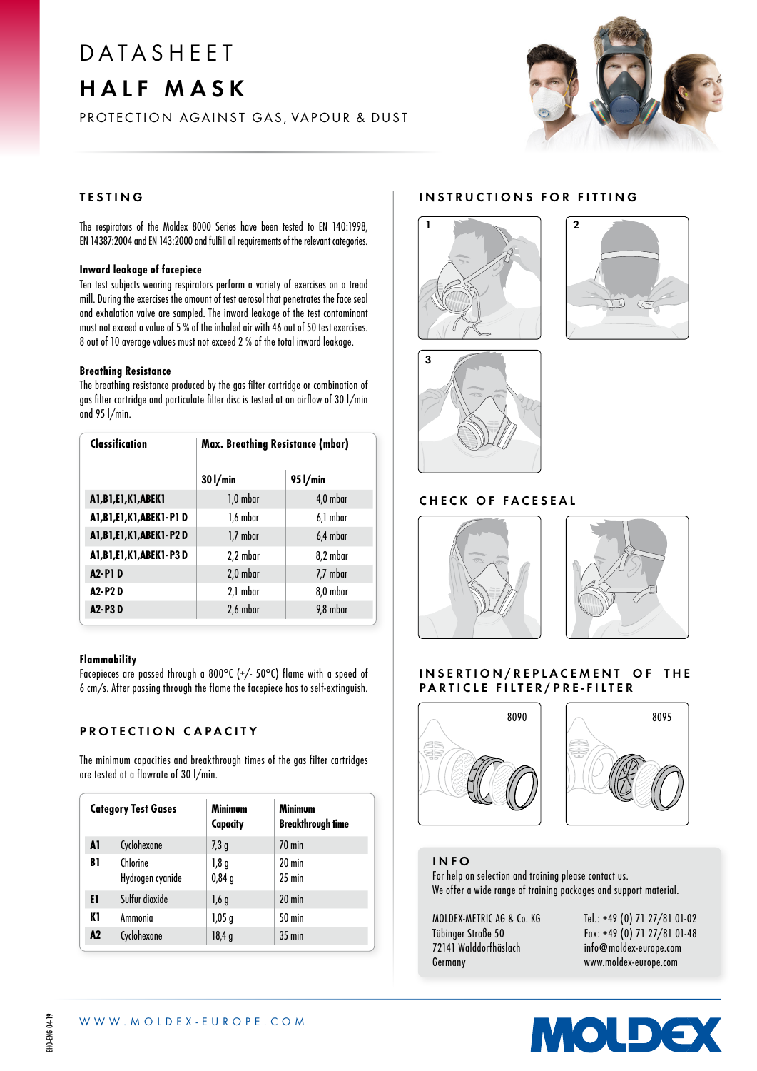# DATASHEET

# HALF MASK

PROTECTION AGAINST GAS, VAPOUR & DUST

## TESTING

The respirators of the Moldex 8000 Series have been tested to EN 140:1998, EN 14387:2004 and EN 143:2000 and fulfill all requirements of the relevant categories.

### Inward leakage of facepiece

Ten test subjects wearing respirators perform a variety of exercises on a tread mill. During the exercises the amount of test aerosol that penetrates the face seal and exhalation valve are sampled. The inward leakage of the test contaminant must not exceed a value of 5 % of the inhaled air with 46 out of 50 test exercises. 8 out of 10 average values must not exceed 2 % of the total inward leakage.

### Breathing Resistance

The breathing resistance produced by the gas filter cartridge or combination of gas filter cartridge and particulate filter disc is tested at an airflow of 30 l/min and 95 l/min.

| Classification | Max. Breathing Resistance (mbar) | |
|---|---|---|
| | 30 l/min | 95 l/min |
| A1,B1,E1,K1,ABEK1 | 1,0 mbar | 4,0 mbar |
| A1,B1,E1,K1,ABEK1- P1 D | 1,6 mbar | 6,1 mbar |
| A1,B1,E1,K1,ABEK1- P2 D | 1,7 mbar | 6,4 mbar |
| A1,B1,E1,K1,ABEK1- P3 D | 2,2 mbar | 8,2 mbar |
| A2- P1 D | 2,0 mbar | 7,7 mbar |
| A2- P2 D | 2,1 mbar | 8,0 mbar |
| A2- P3 D | 2,6 mbar | 9,8 mbar |

### Flammability

Facepieces are passed through a 800°C (+/- 50°C) flame with a speed of 6 cm/s. After passing through the flame the facepiece has to self-extinguish.

## PROTECTION CAPACITY

The minimum capacities and breakthrough times of the gas filter cartridges are tested at a flowrate of 30 l/min.

| Category | Test Gases | Minimum Capacity | Minimum Breakthrough time |
|---|---|---|---|
| A1 | Cyclohexane | 7,3 g | 70 min |
| B1 | Chlorine | 1,8 g | 20 min |
| | Hydrogen cyanide | 0,84 g | 25 min |
| E1 | Sulfur dioxide | 1,6 g | 20 min |
| K1 | Ammonia | 1,05 g | 50 min |
| A2 | Cyclohexane | 18,4 g | 35 min |

## INSTRUCTIONS FOR FITTING

1

2

3

## CHECK OF FACESEAL

## INSERTION/REPLACEMENT OF THE PARTICLE FILTER/PRE-FILTER

8090

8095

## INFO

For help on selection and training please contact us.
We offer a wide range of training packages and support material.

MOLDEX-METRIC AG & Co. KG
Tübinger Straße 50
72141 Walddorfhäslach
Germany

Tel.: +49 (0) 71 27/81 01-02
Fax: +49 (0) 71 27/81 01-48
info@moldex-europe.com
www.moldex-europe.com

WWW.MOLDEX-EUROPE.COM

EHO-ENG 04-19